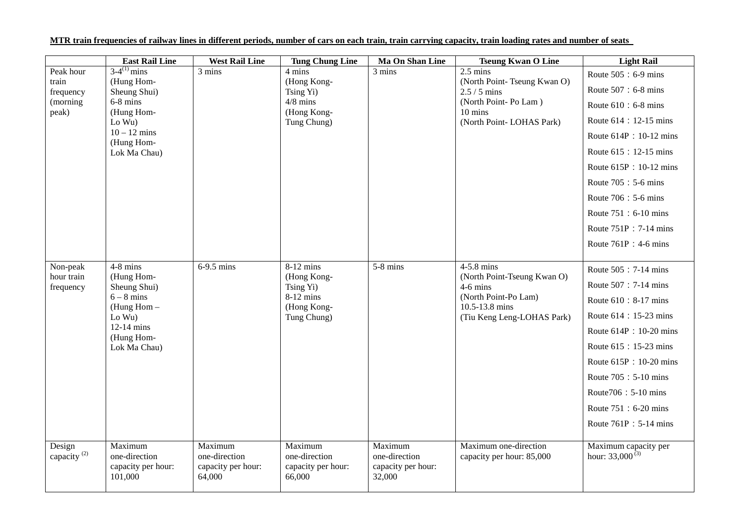**MTR train frequencies of railway lines in different periods, number of cars on each train, train carrying capacity, train loading rates and number of seats**

| | East Rail Line | West Rail Line | Tung Chung Line | Ma On Shan Line | Tseung Kwan O Line | Light Rail |
|---|---|---|---|---|---|---|
| Peak hour train frequency (morning peak) | 3-4[1] mins (Hung Hom-Sheung Shui) 6-8 mins (Hung Hom-Lo Wu) 10 – 12 mins (Hung Hom-Lok Ma Chau) | 3 mins | 4 mins (Hong Kong-Tsing Yi) 4/8 mins (Hong Kong-Tung Chung) | 3 mins | 2.5 mins (North Point- Tseung Kwan O) 2.5 / 5 mins (North Point- Po Lam ) 10 mins (North Point- LOHAS Park) | Route 505：6-9 mins<br>Route 507：6-8 mins<br>Route 610：6-8 mins<br>Route 614：12-15 mins<br>Route 614P：10-12 mins<br>Route 615：12-15 mins<br>Route 615P：10-12 mins<br>Route 705：5-6 mins<br>Route 706：5-6 mins<br>Route 751：6-10 mins<br>Route 751P：7-14 mins<br>Route 761P：4-6 mins |
| Non-peak hour train frequency | 4-8 mins (Hung Hom-Sheung Shui) 6 – 8 mins (Hung Hom – Lo Wu) 12-14 mins (Hung Hom-Lok Ma Chau) | 6-9.5 mins | 8-12 mins (Hong Kong-Tsing Yi) 8-12 mins (Hong Kong-Tung Chung) | 5-8 mins | 4-5.8 mins (North Point-Tseung Kwan O) 4-6 mins (North Point-Po Lam) 10.5-13.8 mins (Tiu Keng Leng-LOHAS Park) | Route 505：7-14 mins<br>Route 507：7-14 mins<br>Route 610：8-17 mins<br>Route 614：15-23 mins<br>Route 614P：10-20 mins<br>Route 615：15-23 mins<br>Route 615P：10-20 mins<br>Route 705：5-10 mins<br>Route706：5-10 mins<br>Route 751：6-20 mins<br>Route 761P：5-14 mins |
| Design capacity [2] | Maximum one-direction capacity per hour: 101,000 | Maximum one-direction capacity per hour: 64,000 | Maximum one-direction capacity per hour: 66,000 | Maximum one-direction capacity per hour: 32,000 | Maximum one-direction capacity per hour: 85,000 | Maximum capacity per hour: 33,000 [3] |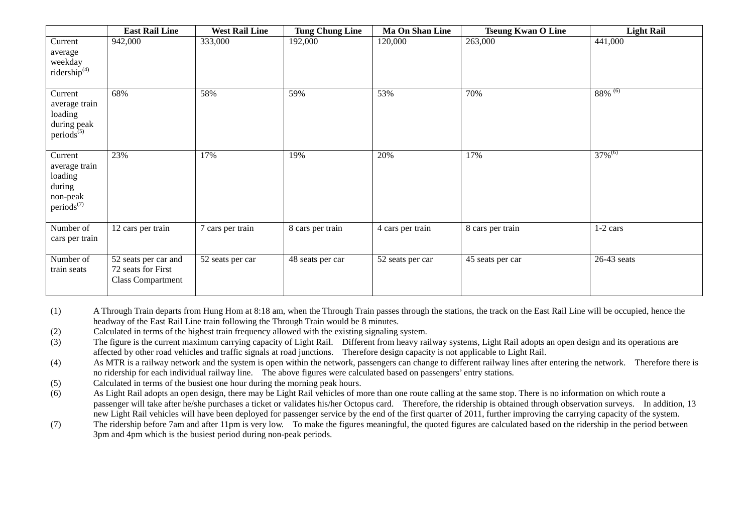| | East Rail Line | West Rail Line | Tung Chung Line | Ma On Shan Line | Tseung Kwan O Line | Light Rail |
|---|---|---|---|---|---|---|
| Current average weekday ridership[(4)] | 942,000 | 333,000 | 192,000 | 120,000 | 263,000 | 441,000 |
| Current average train loading during peak periods[(5)] | 68% | 58% | 59% | 53% | 70% | 88% [(6)] |
| Current average train loading during non-peak periods[(7)] | 23% | 17% | 19% | 20% | 17% | 37%[(6)] |
| Number of cars per train | 12 cars per train | 7 cars per train | 8 cars per train | 4 cars per train | 8 cars per train | 1-2 cars |
| Number of train seats | 52 seats per car and 72 seats for First Class Compartment | 52 seats per car | 48 seats per car | 52 seats per car | 45 seats per car | 26-43 seats |

(1) A Through Train departs from Hung Hom at 8:18 am, when the Through Train passes through the stations, the track on the East Rail Line will be occupied, hence the headway of the East Rail Line train following the Through Train would be 8 minutes.

(2) Calculated in terms of the highest train frequency allowed with the existing signaling system.

(3) The figure is the current maximum carrying capacity of Light Rail. Different from heavy railway systems, Light Rail adopts an open design and its operations are affected by other road vehicles and traffic signals at road junctions. Therefore design capacity is not applicable to Light Rail.

(4) As MTR is a railway network and the system is open within the network, passengers can change to different railway lines after entering the network. Therefore there is no ridership for each individual railway line. The above figures were calculated based on passengers' entry stations.

(5) Calculated in terms of the busiest one hour during the morning peak hours.

(6) As Light Rail adopts an open design, there may be Light Rail vehicles of more than one route calling at the same stop. There is no information on which route a passenger will take after he/she purchases a ticket or validates his/her Octopus card. Therefore, the ridership is obtained through observation surveys. In addition, 13 new Light Rail vehicles will have been deployed for passenger service by the end of the first quarter of 2011, further improving the carrying capacity of the system.

(7) The ridership before 7am and after 11pm is very low. To make the figures meaningful, the quoted figures are calculated based on the ridership in the period between 3pm and 4pm which is the busiest period during non-peak periods.